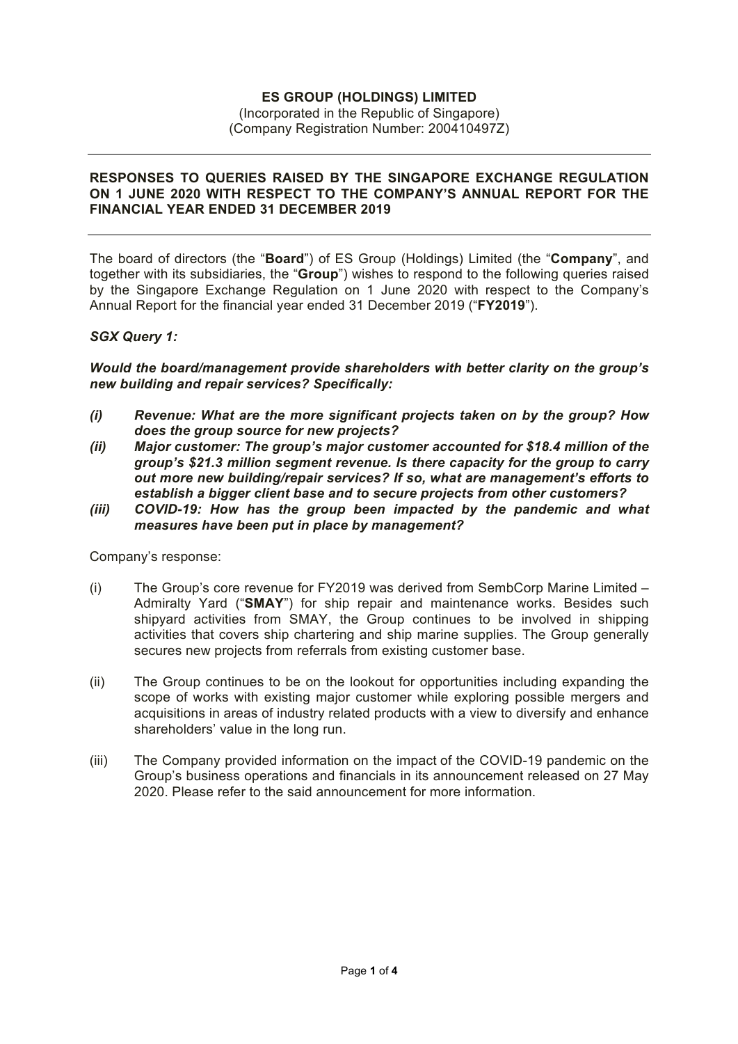**ES GROUP (HOLDINGS) LIMITED**
(Incorporated in the Republic of Singapore)
(Company Registration Number: 200410497Z)

---

**RESPONSES TO QUERIES RAISED BY THE SINGAPORE EXCHANGE REGULATION ON 1 JUNE 2020 WITH RESPECT TO THE COMPANY'S ANNUAL REPORT FOR THE FINANCIAL YEAR ENDED 31 DECEMBER 2019**

---

The board of directors (the "**Board**") of ES Group (Holdings) Limited (the "**Company**", and together with its subsidiaries, the "**Group**") wishes to respond to the following queries raised by the Singapore Exchange Regulation on 1 June 2020 with respect to the Company's Annual Report for the financial year ended 31 December 2019 ("**FY2019**").

***SGX Query 1:***

***Would the board/management provide shareholders with better clarity on the group's new building and repair services? Specifically:***

***(i) Revenue: What are the more significant projects taken on by the group? How does the group source for new projects?***
***(ii) Major customer: The group's major customer accounted for $18.4 million of the group's $21.3 million segment revenue. Is there capacity for the group to carry out more new building/repair services? If so, what are management's efforts to establish a bigger client base and to secure projects from other customers?***
***(iii) COVID-19: How has the group been impacted by the pandemic and what measures have been put in place by management?***

Company's response:

(i) The Group's core revenue for FY2019 was derived from SembCorp Marine Limited – Admiralty Yard ("**SMAY**") for ship repair and maintenance works. Besides such shipyard activities from SMAY, the Group continues to be involved in shipping activities that covers ship chartering and ship marine supplies. The Group generally secures new projects from referrals from existing customer base.

(ii) The Group continues to be on the lookout for opportunities including expanding the scope of works with existing major customer while exploring possible mergers and acquisitions in areas of industry related products with a view to diversify and enhance shareholders' value in the long run.

(iii) The Company provided information on the impact of the COVID-19 pandemic on the Group's business operations and financials in its announcement released on 27 May 2020. Please refer to the said announcement for more information.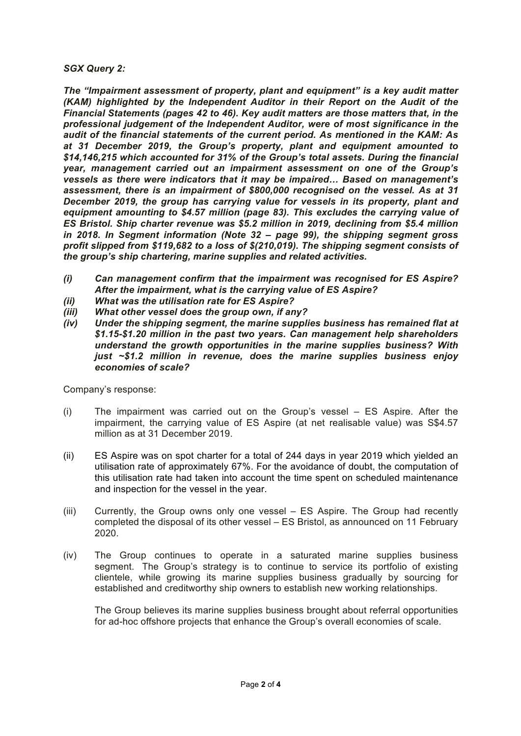***SGX Query 2:***

***The "Impairment assessment of property, plant and equipment" is a key audit matter (KAM) highlighted by the Independent Auditor in their Report on the Audit of the Financial Statements (pages 42 to 46). Key audit matters are those matters that, in the professional judgement of the Independent Auditor, were of most significance in the audit of the financial statements of the current period. As mentioned in the KAM: As at 31 December 2019, the Group's property, plant and equipment amounted to $14,146,215 which accounted for 31% of the Group's total assets. During the financial year, management carried out an impairment assessment on one of the Group's vessels as there were indicators that it may be impaired… Based on management's assessment, there is an impairment of $800,000 recognised on the vessel. As at 31 December 2019, the group has carrying value for vessels in its property, plant and equipment amounting to $4.57 million (page 83). This excludes the carrying value of ES Bristol. Ship charter revenue was $5.2 million in 2019, declining from $5.4 million in 2018. In Segment information (Note 32 – page 99), the shipping segment gross profit slipped from $119,682 to a loss of $(210,019). The shipping segment consists of the group's ship chartering, marine supplies and related activities.***

- ***(i) Can management confirm that the impairment was recognised for ES Aspire? After the impairment, what is the carrying value of ES Aspire?***
- ***(ii) What was the utilisation rate for ES Aspire?***
- ***(iii) What other vessel does the group own, if any?***
- ***(iv) Under the shipping segment, the marine supplies business has remained flat at $1.15-$1.20 million in the past two years. Can management help shareholders understand the growth opportunities in the marine supplies business? With just ~$1.2 million in revenue, does the marine supplies business enjoy economies of scale?***

Company's response:

(i) The impairment was carried out on the Group's vessel – ES Aspire. After the impairment, the carrying value of ES Aspire (at net realisable value) was S$4.57 million as at 31 December 2019.

(ii) ES Aspire was on spot charter for a total of 244 days in year 2019 which yielded an utilisation rate of approximately 67%. For the avoidance of doubt, the computation of this utilisation rate had taken into account the time spent on scheduled maintenance and inspection for the vessel in the year.

(iii) Currently, the Group owns only one vessel – ES Aspire. The Group had recently completed the disposal of its other vessel – ES Bristol, as announced on 11 February 2020.

(iv) The Group continues to operate in a saturated marine supplies business segment. The Group's strategy is to continue to service its portfolio of existing clientele, while growing its marine supplies business gradually by sourcing for established and creditworthy ship owners to establish new working relationships.

The Group believes its marine supplies business brought about referral opportunities for ad-hoc offshore projects that enhance the Group's overall economies of scale.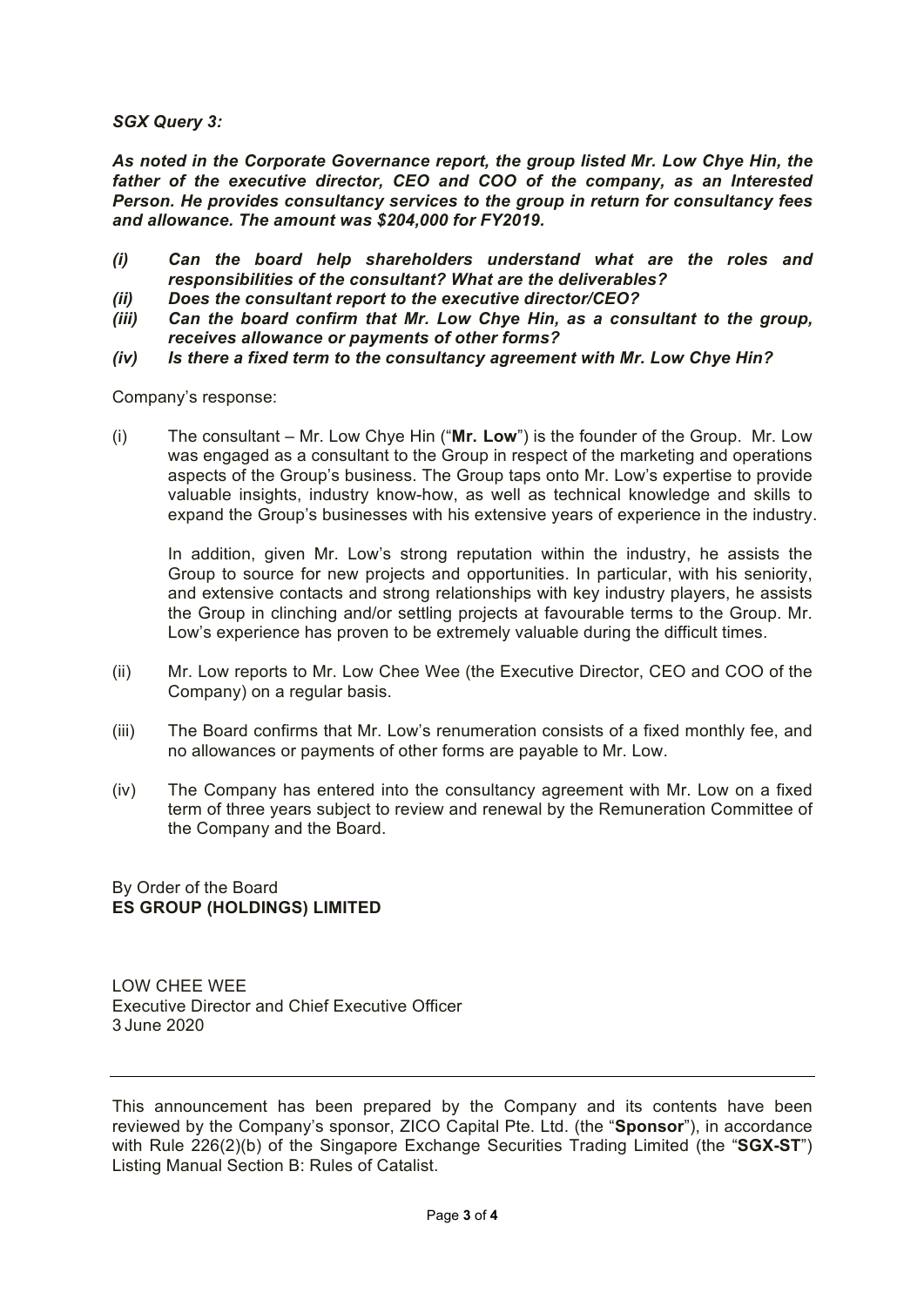***SGX Query 3:***

***As noted in the Corporate Governance report, the group listed Mr. Low Chye Hin, the father of the executive director, CEO and COO of the company, as an Interested Person. He provides consultancy services to the group in return for consultancy fees and allowance. The amount was $204,000 for FY2019.***

***(i) Can the board help shareholders understand what are the roles and responsibilities of the consultant? What are the deliverables?***

***(ii) Does the consultant report to the executive director/CEO?***

***(iii) Can the board confirm that Mr. Low Chye Hin, as a consultant to the group, receives allowance or payments of other forms?***

***(iv) Is there a fixed term to the consultancy agreement with Mr. Low Chye Hin?***

Company's response:

(i) The consultant – Mr. Low Chye Hin ("**Mr. Low**") is the founder of the Group. Mr. Low was engaged as a consultant to the Group in respect of the marketing and operations aspects of the Group's business. The Group taps onto Mr. Low's expertise to provide valuable insights, industry know-how, as well as technical knowledge and skills to expand the Group's businesses with his extensive years of experience in the industry.

In addition, given Mr. Low's strong reputation within the industry, he assists the Group to source for new projects and opportunities. In particular, with his seniority, and extensive contacts and strong relationships with key industry players, he assists the Group in clinching and/or settling projects at favourable terms to the Group. Mr. Low's experience has proven to be extremely valuable during the difficult times.

(ii) Mr. Low reports to Mr. Low Chee Wee (the Executive Director, CEO and COO of the Company) on a regular basis.

(iii) The Board confirms that Mr. Low's renumeration consists of a fixed monthly fee, and no allowances or payments of other forms are payable to Mr. Low.

(iv) The Company has entered into the consultancy agreement with Mr. Low on a fixed term of three years subject to review and renewal by the Remuneration Committee of the Company and the Board.

By Order of the Board
**ES GROUP (HOLDINGS) LIMITED**

LOW CHEE WEE
Executive Director and Chief Executive Officer
3 June 2020

---

This announcement has been prepared by the Company and its contents have been reviewed by the Company's sponsor, ZICO Capital Pte. Ltd. (the "**Sponsor**"), in accordance with Rule 226(2)(b) of the Singapore Exchange Securities Trading Limited (the "**SGX-ST**") Listing Manual Section B: Rules of Catalist.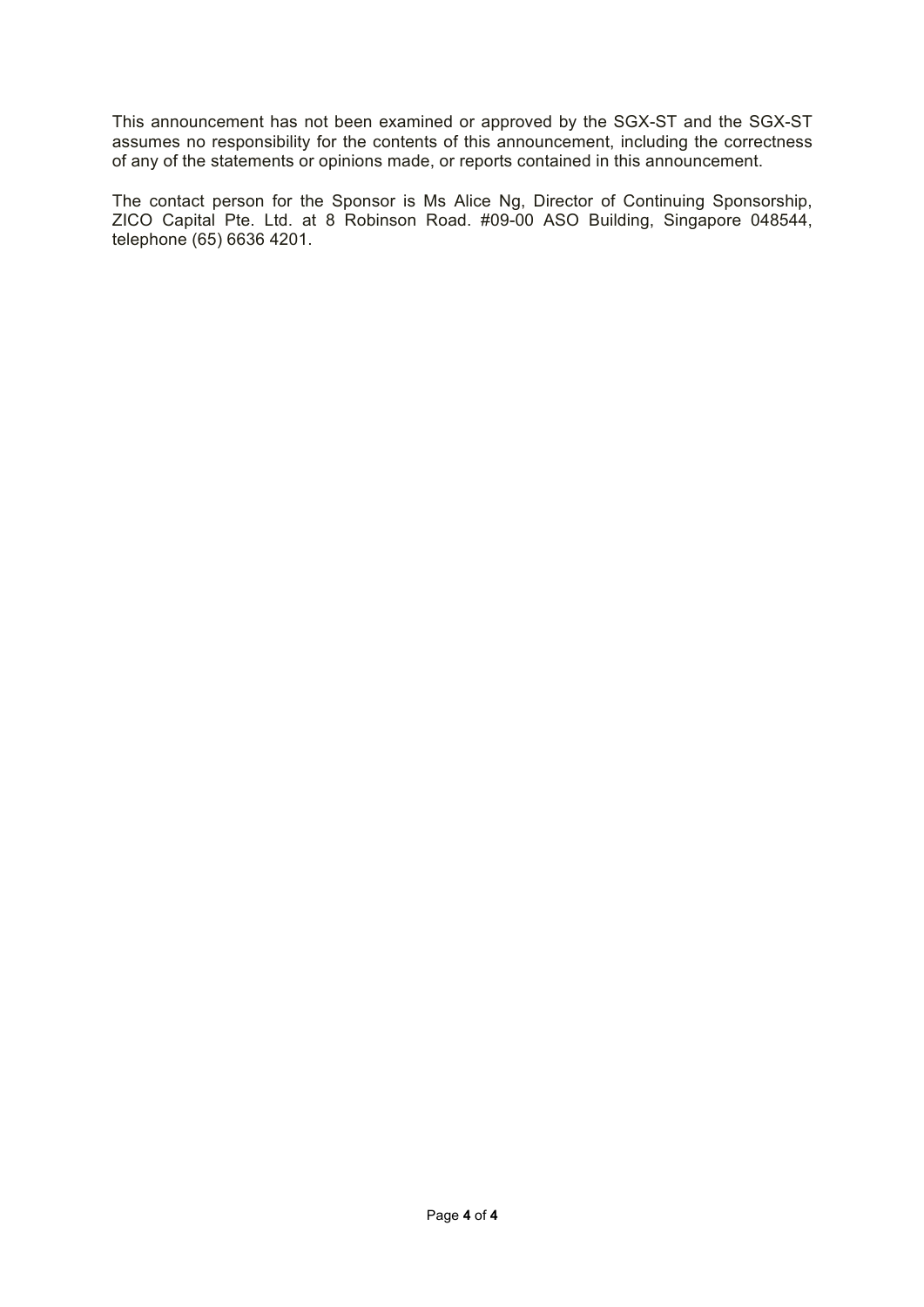This announcement has not been examined or approved by the SGX-ST and the SGX-ST assumes no responsibility for the contents of this announcement, including the correctness of any of the statements or opinions made, or reports contained in this announcement.

The contact person for the Sponsor is Ms Alice Ng, Director of Continuing Sponsorship, ZICO Capital Pte. Ltd. at 8 Robinson Road. #09-00 ASO Building, Singapore 048544, telephone (65) 6636 4201.